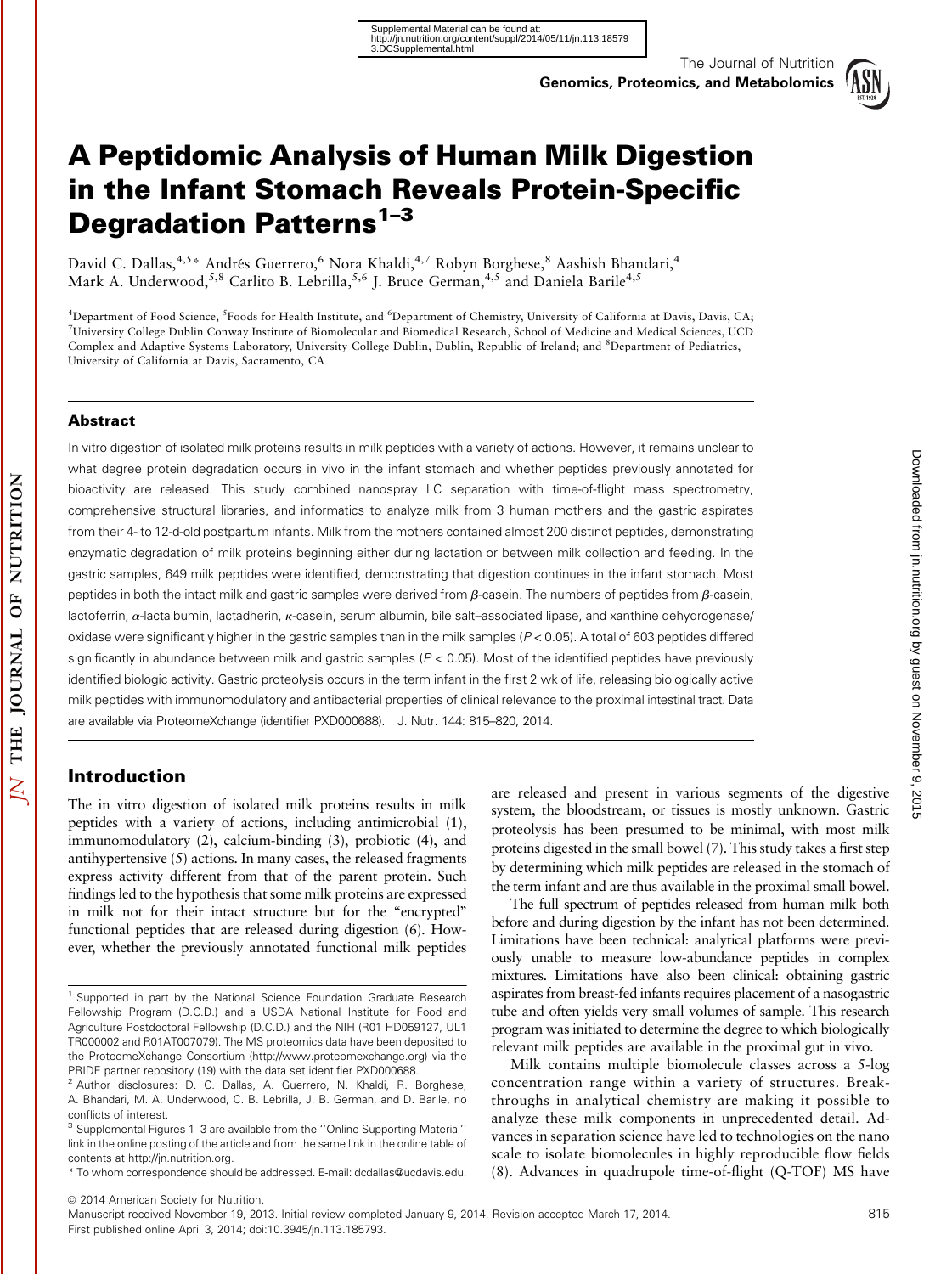# A Peptidomic Analysis of Human Milk Digestion in the Infant Stomach Reveals Protein-Specific Degradation Patterns[1–3]

David C. Dallas,[4,5]* Andrés Guerrero,[6] Nora Khaldi,[4,7] Robyn Borghese,[8] Aashish Bhandari,[4] Mark A. Underwood,[5,8] Carlito B. Lebrilla,[5,6] J. Bruce German,[4,5] and Daniela Barile[4,5]

[4]Department of Food Science, [5]Foods for Health Institute, and [6]Department of Chemistry, University of California at Davis, Davis, CA; [7]University College Dublin Conway Institute of Biomolecular and Biomedical Research, School of Medicine and Medical Sciences, UCD Complex and Adaptive Systems Laboratory, University College Dublin, Dublin, Republic of Ireland; and [8]Department of Pediatrics, University of California at Davis, Sacramento, CA

## Abstract

In vitro digestion of isolated milk proteins results in milk peptides with a variety of actions. However, it remains unclear to what degree protein degradation occurs in vivo in the infant stomach and whether peptides previously annotated for bioactivity are released. This study combined nanospray LC separation with time-of-flight mass spectrometry, comprehensive structural libraries, and informatics to analyze milk from 3 human mothers and the gastric aspirates from their 4- to 12-d-old postpartum infants. Milk from the mothers contained almost 200 distinct peptides, demonstrating enzymatic degradation of milk proteins beginning either during lactation or between milk collection and feeding. In the gastric samples, 649 milk peptides were identified, demonstrating that digestion continues in the infant stomach. Most peptides in both the intact milk and gastric samples were derived from $\beta$-casein. The numbers of peptides from $\beta$-casein, lactoferrin, $\alpha$-lactalbumin, lactadherin, $\kappa$-casein, serum albumin, bile salt–associated lipase, and xanthine dehydrogenase/oxidase were significantly higher in the gastric samples than in the milk samples ($P < 0.05$). A total of 603 peptides differed significantly in abundance between milk and gastric samples ($P < 0.05$). Most of the identified peptides have previously identified biologic activity. Gastric proteolysis occurs in the term infant in the first 2 wk of life, releasing biologically active milk peptides with immunomodulatory and antibacterial properties of clinical relevance to the proximal intestinal tract. Data are available via ProteomeXchange (identifier PXD000688). J. Nutr. 144: 815–820, 2014.

## Introduction

The in vitro digestion of isolated milk proteins results in milk peptides with a variety of actions, including antimicrobial (1), immunomodulatory (2), calcium-binding (3), probiotic (4), and antihypertensive (5) actions. In many cases, the released fragments express activity different from that of the parent protein. Such findings led to the hypothesis that some milk proteins are expressed in milk not for their intact structure but for the "encrypted" functional peptides that are released during digestion (6). However, whether the previously annotated functional milk peptides are released and present in various segments of the digestive system, the bloodstream, or tissues is mostly unknown. Gastric proteolysis has been presumed to be minimal, with most milk proteins digested in the small bowel (7). This study takes a first step by determining which milk peptides are released in the stomach of the term infant and are thus available in the proximal small bowel.

The full spectrum of peptides released from human milk both before and during digestion by the infant has not been determined. Limitations have been technical: analytical platforms were previously unable to measure low-abundance peptides in complex mixtures. Limitations have also been clinical: obtaining gastric aspirates from breast-fed infants requires placement of a nasogastric tube and often yields very small volumes of sample. This research program was initiated to determine the degree to which biologically relevant milk peptides are available in the proximal gut in vivo.

Milk contains multiple biomolecule classes across a 5-log concentration range within a variety of structures. Breakthroughs in analytical chemistry are making it possible to analyze these milk components in unprecedented detail. Advances in separation science have led to technologies on the nano scale to isolate biomolecules in highly reproducible flow fields (8). Advances in quadrupole time-of-flight (Q-TOF) MS have

---

[1] Supported in part by the National Science Foundation Graduate Research Fellowship Program (D.C.D.) and a USDA National Institute for Food and Agriculture Postdoctoral Fellowship (D.C.D.) and the NIH (R01 HD059127, UL1 TR000002 and R01AT007079). The MS proteomics data have been deposited to the ProteomeXchange Consortium (http://www.proteomexchange.org) via the PRIDE partner repository (19) with the data set identifier PXD000688.

[2] Author disclosures: D. C. Dallas, A. Guerrero, N. Khaldi, R. Borghese, A. Bhandari, M. A. Underwood, C. B. Lebrilla, J. B. German, and D. Barile, no conflicts of interest.

[3] Supplemental Figures 1–3 are available from the "Online Supporting Material" link in the online posting of the article and from the same link in the online table of contents at http://jn.nutrition.org.

* To whom correspondence should be addressed. E-mail: dcdallas@ucdavis.edu.

© 2014 American Society for Nutrition.

Manuscript received November 19, 2013. Initial review completed January 9, 2014. Revision accepted March 17, 2014.

First published online April 3, 2014; doi:10.3945/jn.113.185793.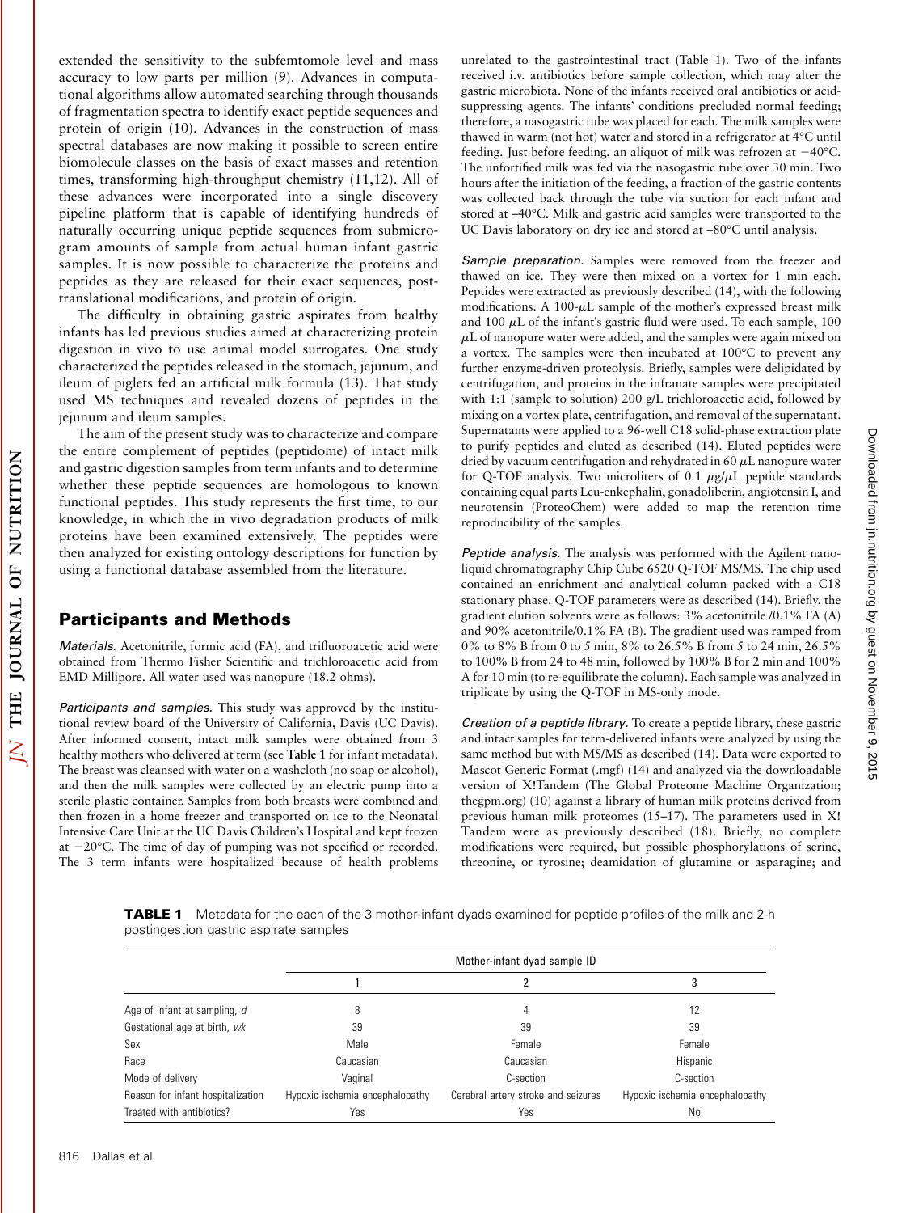extended the sensitivity to the subfemtomole level and mass accuracy to low parts per million (9). Advances in computational algorithms allow automated searching through thousands of fragmentation spectra to identify exact peptide sequences and protein of origin (10). Advances in the construction of mass spectral databases are now making it possible to screen entire biomolecule classes on the basis of exact masses and retention times, transforming high-throughput chemistry (11,12). All of these advances were incorporated into a single discovery pipeline platform that is capable of identifying hundreds of naturally occurring unique peptide sequences from submicrogram amounts of sample from actual human infant gastric samples. It is now possible to characterize the proteins and peptides as they are released for their exact sequences, post-translational modifications, and protein of origin.

The difficulty in obtaining gastric aspirates from healthy infants has led previous studies aimed at characterizing protein digestion in vivo to use animal model surrogates. One study characterized the peptides released in the stomach, jejunum, and ileum of piglets fed an artificial milk formula (13). That study used MS techniques and revealed dozens of peptides in the jejunum and ileum samples.

The aim of the present study was to characterize and compare the entire complement of peptides (peptidome) of intact milk and gastric digestion samples from term infants and to determine whether these peptide sequences are homologous to known functional peptides. This study represents the first time, to our knowledge, in which the in vivo degradation products of milk proteins have been examined extensively. The peptides were then analyzed for existing ontology descriptions for function by using a functional database assembled from the literature.

## Participants and Methods

*Materials.* Acetonitrile, formic acid (FA), and trifluoroacetic acid were obtained from Thermo Fisher Scientific and trichloroacetic acid from EMD Millipore. All water used was nanopure (18.2 ohms).

*Participants and samples.* This study was approved by the institutional review board of the University of California, Davis (UC Davis). After informed consent, intact milk samples were obtained from 3 healthy mothers who delivered at term (see **Table 1** for infant metadata). The breast was cleansed with water on a washcloth (no soap or alcohol), and then the milk samples were collected by an electric pump into a sterile plastic container. Samples from both breasts were combined and then frozen in a home freezer and transported on ice to the Neonatal Intensive Care Unit at the UC Davis Children's Hospital and kept frozen at −20°C. The time of day of pumping was not specified or recorded. The 3 term infants were hospitalized because of health problems unrelated to the gastrointestinal tract (Table 1). Two of the infants received i.v. antibiotics before sample collection, which may alter the gastric microbiota. None of the infants received oral antibiotics or acid-suppressing agents. The infants' conditions precluded normal feeding; therefore, a nasogastric tube was placed for each. The milk samples were thawed in warm (not hot) water and stored in a refrigerator at 4°C until feeding. Just before feeding, an aliquot of milk was refrozen at −40°C. The unfortified milk was fed via the nasogastric tube over 30 min. Two hours after the initiation of the feeding, a fraction of the gastric contents was collected back through the tube via suction for each infant and stored at −40°C. Milk and gastric acid samples were transported to the UC Davis laboratory on dry ice and stored at −80°C until analysis.

*Sample preparation.* Samples were removed from the freezer and thawed on ice. They were then mixed on a vortex for 1 min each. Peptides were extracted as previously described (14), with the following modifications. A 100-μL sample of the mother's expressed breast milk and 100 μL of the infant's gastric fluid were used. To each sample, 100 μL of nanopure water were added, and the samples were again mixed on a vortex. The samples were then incubated at 100°C to prevent any further enzyme-driven proteolysis. Briefly, samples were delipidated by centrifugation, and proteins in the infranate samples were precipitated with 1:1 (sample to solution) 200 g/L trichloroacetic acid, followed by mixing on a vortex plate, centrifugation, and removal of the supernatant. Supernatants were applied to a 96-well C18 solid-phase extraction plate to purify peptides and eluted as described (14). Eluted peptides were dried by vacuum centrifugation and rehydrated in 60 μL nanopure water for Q-TOF analysis. Two microliters of 0.1 μg/μL peptide standards containing equal parts Leu-enkephalin, gonadoliberin, angiotensin I, and neurotensin (ProteoChem) were added to map the retention time reproducibility of the samples.

*Peptide analysis.* The analysis was performed with the Agilent nano-liquid chromatography Chip Cube 6520 Q-TOF MS/MS. The chip used contained an enrichment and analytical column packed with a C18 stationary phase. Q-TOF parameters were as described (14). Briefly, the gradient elution solvents were as follows: 3% acetonitrile /0.1% FA (A) and 90% acetonitrile/0.1% FA (B). The gradient used was ramped from 0% to 8% B from 0 to 5 min, 8% to 26.5% B from 5 to 24 min, 26.5% to 100% B from 24 to 48 min, followed by 100% B for 2 min and 100% A for 10 min (to re-equilibrate the column). Each sample was analyzed in triplicate by using the Q-TOF in MS-only mode.

*Creation of a peptide library.* To create a peptide library, these gastric and intact samples for term-delivered infants were analyzed by using the same method but with MS/MS as described (14). Data were exported to Mascot Generic Format (.mgf) (14) and analyzed via the downloadable version of X!Tandem (The Global Proteome Machine Organization; thegpm.org) (10) against a library of human milk proteins derived from previous human milk proteomes (15–17). The parameters used in X! Tandem were as previously described (18). Briefly, no complete modifications were required, but possible phosphorylations of serine, threonine, or tyrosine; deamidation of glutamine or asparagine; and

**TABLE 1** Metadata for the each of the 3 mother-infant dyads examined for peptide profiles of the milk and 2-h postingestion gastric aspirate samples

| | Mother-infant dyad sample ID | | |
|---|---|---|---|
| | 1 | 2 | 3 |
| Age of infant at sampling, *d* | 8 | 4 | 12 |
| Gestational age at birth, *wk* | 39 | 39 | 39 |
| Sex | Male | Female | Female |
| Race | Caucasian | Caucasian | Hispanic |
| Mode of delivery | Vaginal | C-section | C-section |
| Reason for infant hospitalization | Hypoxic ischemia encephalopathy | Cerebral artery stroke and seizures | Hypoxic ischemia encephalopathy |
| Treated with antibiotics? | Yes | Yes | No |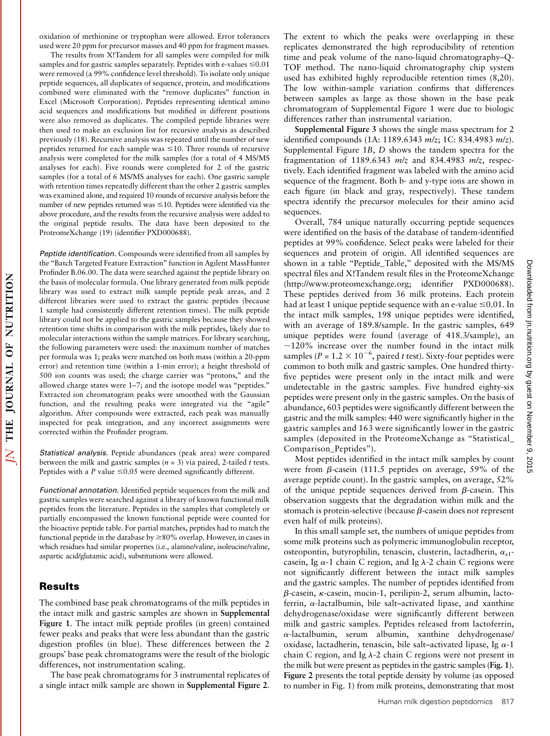oxidation of methionine or tryptophan were allowed. Error tolerances used were 20 ppm for precursor masses and 40 ppm for fragment masses.

The results from X!Tandem for all samples were compiled for milk samples and for gastric samples separately. Peptides with e-values ≤0.01 were removed (a 99% confidence level threshold). To isolate only unique peptide sequences, all duplicates of sequence, protein, and modifications combined were eliminated with the "remove duplicates" function in Excel (Microsoft Corporation). Peptides representing identical amino acid sequences and modifications but modified in different positions were also removed as duplicates. The compiled peptide libraries were then used to make an exclusion list for recursive analysis as described previously (18). Recursive analysis was repeated until the number of new peptides returned for each sample was ≤10. Three rounds of recursive analysis were completed for the milk samples (for a total of 4 MS/MS analyses for each). Five rounds were completed for 2 of the gastric samples (for a total of 6 MS/MS analyses for each). One gastric sample with retention times repeatedly different than the other 2 gastric samples was examined alone, and required 10 rounds of recursive analysis before the number of new peptides returned was ≤10. Peptides were identified via the above procedure, and the results from the recursive analysis were added to the original peptide results. The data have been deposited to the ProteomeXchange (19) (identifier PXD000688).

*Peptide identification.* Compounds were identified from all samples by the "Batch Targeted Feature Extraction" function in Agilent MassHunter Profinder B.06.00. The data were searched against the peptide library on the basis of molecular formula. One library generated from milk peptide library was used to extract milk sample peptide peak areas, and 2 different libraries were used to extract the gastric peptides (because 1 sample had consistently different retention times). The milk peptide library could not be applied to the gastric samples because they showed retention time shifts in comparison with the milk peptides, likely due to molecular interactions within the sample matrices. For library searching, the following parameters were used: the maximum number of matches per formula was 1; peaks were matched on both mass (within a 20-ppm error) and retention time (within a 1-min error); a height threshold of 500 ion counts was used; the charge carrier was "protons," and the allowed charge states were 1–7; and the isotope model was "peptides." Extracted ion chromatogram peaks were smoothed with the Gaussian function, and the resulting peaks were integrated via the "agile" algorithm. After compounds were extracted, each peak was manually inspected for peak integration, and any incorrect assignments were corrected within the Profinder program.

*Statistical analysis.* Peptide abundances (peak area) were compared between the milk and gastric samples ($n = 3$) via paired, 2-tailed $t$ tests. Peptides with a $P$ value ≤0.05 were deemed significantly different.

*Functional annotation.* Identified peptide sequences from the milk and gastric samples were searched against a library of known functional milk peptides from the literature. Peptides in the samples that completely or partially encompassed the known functional peptide were counted for the bioactive peptide table. For partial matches, peptides had to match the functional peptide in the database by ≥80% overlap. However, in cases in which residues had similar properties (i.e., alanine/valine, isoleucine/valine, aspartic acid/glutamic acid), substitutions were allowed.

## Results

The combined base peak chromatograms of the milk peptides in the intact milk and gastric samples are shown in **Supplemental Figure 1**. The intact milk peptide profiles (in green) contained fewer peaks and peaks that were less abundant than the gastric digestion profiles (in blue). These differences between the 2 groups' base peak chromatograms were the result of the biologic differences, not instrumentation scaling.

The base peak chromatograms for 3 instrumental replicates of a single intact milk sample are shown in **Supplemental Figure 2**. The extent to which the peaks were overlapping in these replicates demonstrated the high reproducibility of retention time and peak volume of the nano-liquid chromatography–Q-TOF method. The nano-liquid chromatography chip system used has exhibited highly reproducible retention times (8,20). The low within-sample variation confirms that differences between samples as large as those shown in the base peak chromatogram of Supplemental Figure 1 were due to biologic differences rather than instrumental variation.

**Supplemental Figure 3** shows the single mass spectrum for 2 identified compounds (1A: 1189.6343 $m/z$; 1C: 834.4983 $m/z$). Supplemental Figure 1*B*, *D* shows the tandem spectra for the fragmentation of 1189.6343 $m/z$ and 834.4983 $m/z$, respectively. Each identified fragment was labeled with the amino acid sequence of the fragment. Both b- and y-type ions are shown in each figure (in black and gray, respectively). These tandem spectra identify the precursor molecules for their amino acid sequences.

Overall, 784 unique naturally occurring peptide sequences were identified on the basis of the database of tandem-identified peptides at 99% confidence. Select peaks were labeled for their sequences and protein of origin. All identified sequences are shown in a table "Peptide_Table," deposited with the MS/MS spectral files and X!Tandem result files in the ProteomeXchange (http://www.proteomexchange.org; identifier PXD000688). These peptides derived from 36 milk proteins. Each protein had at least 1 unique peptide sequence with an e-value ≤0.01. In the intact milk samples, 198 unique peptides were identified, with an average of 189.8/sample. In the gastric samples, 649 unique peptides were found (average of 418.3/sample), an ~120% increase over the number found in the intact milk samples ($P = 1.2 \times 10^{-6}$, paired $t$ test). Sixty-four peptides were common to both milk and gastric samples. One hundred thirty-five peptides were present only in the intact milk and were undetectable in the gastric samples. Five hundred eighty-six peptides were present only in the gastric samples. On the basis of abundance, 603 peptides were significantly different between the gastric and the milk samples: 440 were significantly higher in the gastric samples and 163 were significantly lower in the gastric samples (deposited in the ProteomeXchange as "Statistical_Comparison_Peptides").

Most peptides identified in the intact milk samples by count were from β-casein (111.5 peptides on average, 59% of the average peptide count). In the gastric samples, on average, 52% of the unique peptide sequences derived from β-casein. This observation suggests that the degradation within milk and the stomach is protein-selective (because β-casein does not represent even half of milk proteins).

In this small sample set, the numbers of unique peptides from some milk proteins such as polymeric immunoglobulin receptor, osteopontin, butyrophilin, tenascin, clusterin, lactadherin, $\alpha_{s1}$-casein, Ig α-1 chain C region, and Ig λ-2 chain C regions were not significantly different between the intact milk samples and the gastric samples. The number of peptides identified from β-casein, κ-casein, mucin-1, perilipin-2, serum albumin, lactoferrin, α-lactalbumin, bile salt–activated lipase, and xanthine dehydrogenase/oxidase were significantly different between milk and gastric samples. Peptides released from lactoferrin, α-lactalbumin, serum albumin, xanthine dehydrogenase/oxidase, lactadherin, tenascin, bile salt–activated lipase, Ig α-1 chain C region, and Ig λ-2 chain C regions were not present in the milk but were present as peptides in the gastric samples (**Fig. 1**). **Figure 2** presents the total peptide density by volume (as opposed to number in Fig. 1) from milk proteins, demonstrating that most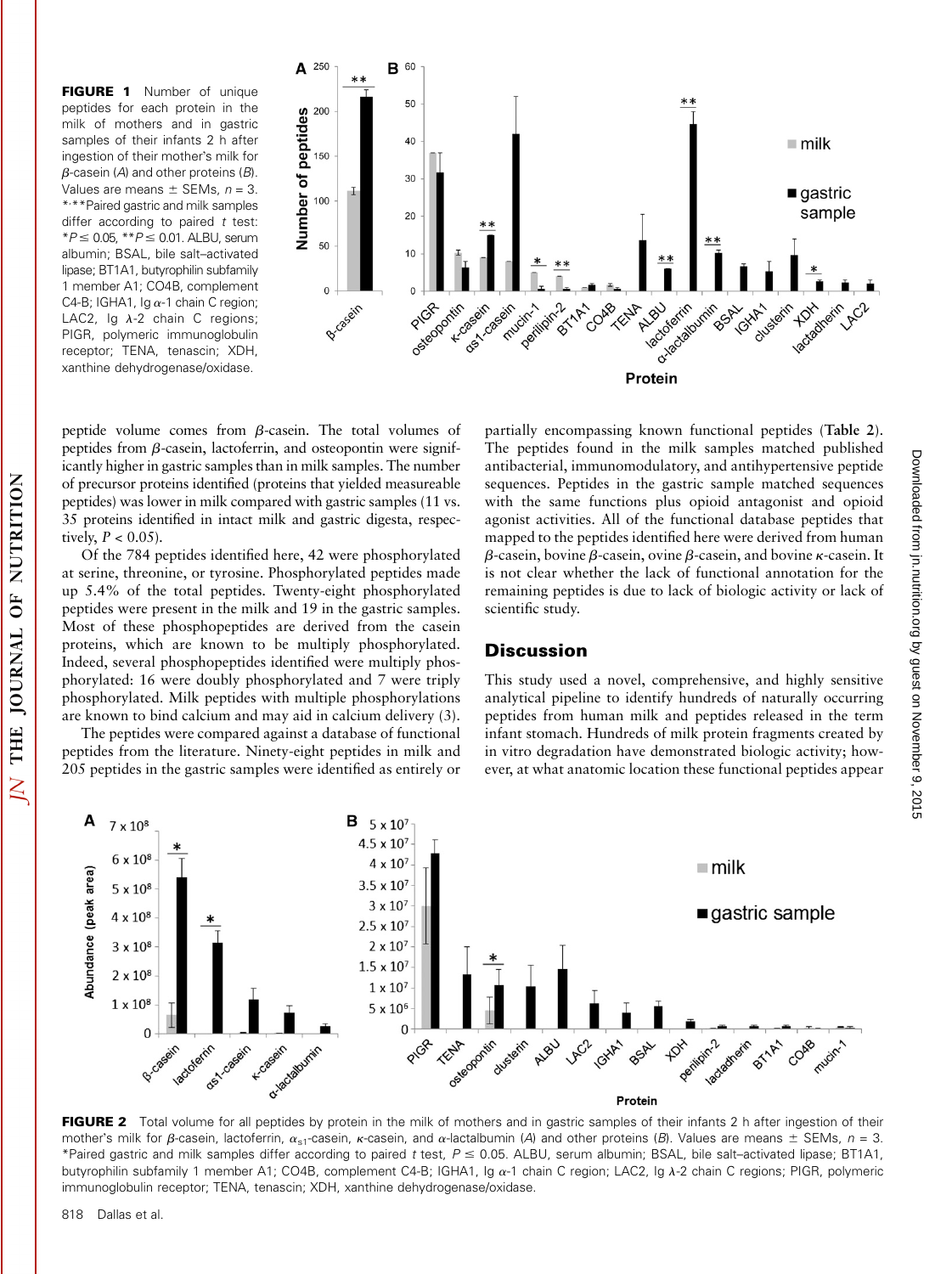**FIGURE 1** Number of unique peptides for each protein in the milk of mothers and in gastric samples of their infants 2 h after ingestion of their mother's milk for β-casein (*A*) and other proteins (*B*). Values are means ± SEMs, $n = 3$. *,**Paired gastric and milk samples differ according to paired $t$ test: *$P \leq 0.05$, **$P \leq 0.01$. ALBU, serum albumin; BSAL, bile salt–activated lipase; BT1A1, butyrophilin subfamily 1 member A1; CO4B, complement C4-B; IGHA1, Ig α-1 chain C region; LAC2, Ig λ-2 chain C regions; PIGR, polymeric immunoglobulin receptor; TENA, tenascin; XDH, xanthine dehydrogenase/oxidase.

peptide volume comes from β-casein. The total volumes of peptides from β-casein, lactoferrin, and osteopontin were significantly higher in gastric samples than in milk samples. The number of precursor proteins identified (proteins that yielded measureable peptides) was lower in milk compared with gastric samples (11 vs. 35 proteins identified in intact milk and gastric digesta, respectively, $P < 0.05$).

Of the 784 peptides identified here, 42 were phosphorylated at serine, threonine, or tyrosine. Phosphorylated peptides made up 5.4% of the total peptides. Twenty-eight phosphorylated peptides were present in the milk and 19 in the gastric samples. Most of these phosphopeptides are derived from the casein proteins, which are known to be multiply phosphorylated. Indeed, several phosphopeptides identified were multiply phosphorylated: 16 were doubly phosphorylated and 7 were triply phosphorylated. Milk peptides with multiple phosphorylations are known to bind calcium and may aid in calcium delivery (3).

The peptides were compared against a database of functional peptides from the literature. Ninety-eight peptides in milk and 205 peptides in the gastric samples were identified as entirely or partially encompassing known functional peptides (**Table 2**). The peptides found in the milk samples matched published antibacterial, immunomodulatory, and antihypertensive peptide sequences. Peptides in the gastric sample matched sequences with the same functions plus opioid antagonist and opioid agonist activities. All of the functional database peptides that mapped to the peptides identified here were derived from human β-casein, bovine β-casein, ovine β-casein, and bovine κ-casein. It is not clear whether the lack of functional annotation for the remaining peptides is due to lack of biologic activity or lack of scientific study.

## Discussion

This study used a novel, comprehensive, and highly sensitive analytical pipeline to identify hundreds of naturally occurring peptides from human milk and peptides released in the term infant stomach. Hundreds of milk protein fragments created by in vitro degradation have demonstrated biologic activity; however, at what anatomic location these functional peptides appear

**FIGURE 2** Total volume for all peptides by protein in the milk of mothers and in gastric samples of their infants 2 h after ingestion of their mother's milk for β-casein, lactoferrin, $\alpha_{s1}$-casein, κ-casein, and α-lactalbumin (*A*) and other proteins (*B*). Values are means ± SEMs, $n = 3$. *Paired gastric and milk samples differ according to paired $t$ test, $P \leq 0.05$. ALBU, serum albumin; BSAL, bile salt–activated lipase; BT1A1, butyrophilin subfamily 1 member A1; CO4B, complement C4-B; IGHA1, Ig α-1 chain C region; LAC2, Ig λ-2 chain C regions; PIGR, polymeric immunoglobulin receptor; TENA, tenascin; XDH, xanthine dehydrogenase/oxidase.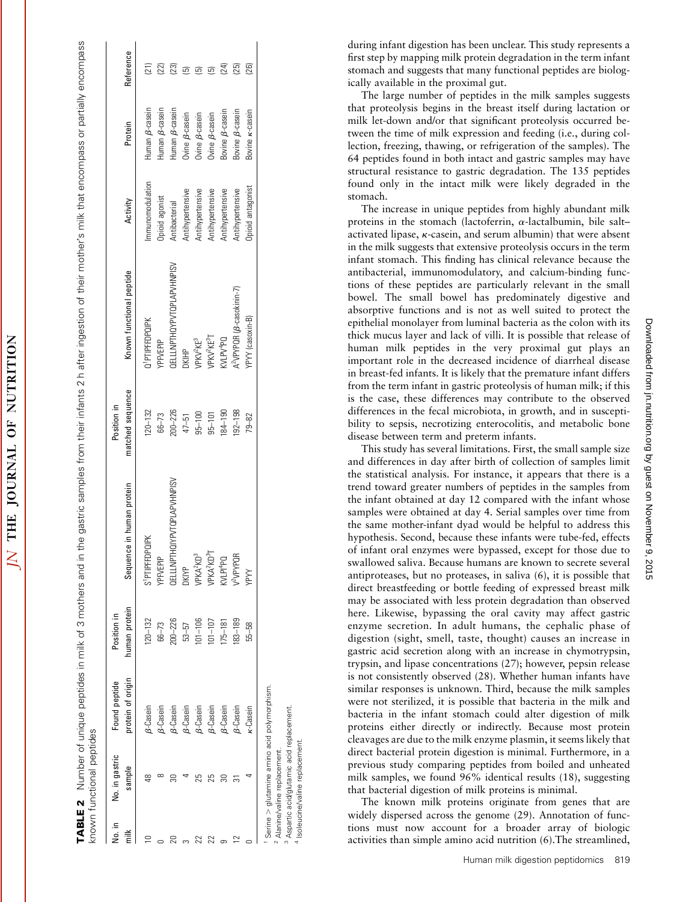**TABLE 2** Number of unique peptides in milk of 3 mothers and in the gastric samples from their infants 2 h after ingestion of their mother's milk that encompass or partially encompass known functional peptides

| No. in milk | No. in gastric sample | Found peptide protein of origin | Position in human protein | Sequence in human protein | Position in matched sequence | Known functional peptide | Activity | Protein | Reference |
|---|---|---|---|---|---|---|---|---|---|
| 10 | 48 | β-Casein | 120–132 | S[1]PTIPFFDPQIPK | 120–132 | Q[1]PTIPFFDPQIPK | Immunomodulation | Human β-casein | (21) |
| 0 | 8 | β-Casein | 66–73 | YPFVEPIP | 66–73 | YPFVEPIP | Opioid agonist | Human β-casein | (22) |
| 20 | 30 | β-Casein | 200–226 | QELLLNPTHQIYPVTQPLAPVHNPISV | 200–226 | QELLLNPTHQYPVTQPLAPVHNPISV | Antibacterial | Human β-casein | (23) |
| 3 | 4 | β-Casein | 53–57 | DKIYP | 47–51 | DKIHP | Antihypertensive | Ovine β-casein | (5) |
| 22 | 25 | β-Casein | 101–106 | VPKA[2]KD[3] | 95–100 | VPKV[2]KE[3] | Antihypertensive | Ovine β-casein | (5) |
| 22 | 25 | β-Casein | 101–107 | VPKA[2]KD[3]T | 95–101 | VPKV[2]KE[3]T | Antihypertensive | Ovine β-casein | (5) |
| 9 | 30 | β-Casein | 175–181 | KVLPI[4]PQ | 184–190 | KVLPV[4]PQ | Antihypertensive | Bovine β-casein | (24) |
| 12 | 31 | β-Casein | 183–189 | V[2]VPYPQR | 192–198 | A[2]VPYPQR (β-casokinin-7) | Antihypertensive | Bovine β-casein | (25) |
| 0 | 4 | κ-Casein | 55–58 | YPYY | 79–82 | YPYY (casoxin-B) | Opioid antagonist | Bovine κ-casein | (26) |

[1] Serine > glutamine amino acid polymorphism.
[2] Alanine/valine replacement.
[3] Aspartic acid/glutamic acid replacement.
[4] Isoleucine/valine replacement.

during infant digestion has been unclear. This study represents a first step by mapping milk protein degradation in the term infant stomach and suggests that many functional peptides are biologically available in the proximal gut.

The large number of peptides in the milk samples suggests that proteolysis begins in the breast itself during lactation or milk let-down and/or that significant proteolysis occurred between the time of milk expression and feeding (i.e., during collection, freezing, thawing, or refrigeration of the samples). The 64 peptides found in both intact and gastric samples may have structural resistance to gastric degradation. The 135 peptides found only in the intact milk were likely degraded in the stomach.

The increase in unique peptides from highly abundant milk proteins in the stomach (lactoferrin, α-lactalbumin, bile salt–activated lipase, κ-casein, and serum albumin) that were absent in the milk suggests that extensive proteolysis occurs in the term infant stomach. This finding has clinical relevance because the antibacterial, immunomodulatory, and calcium-binding functions of these peptides are particularly relevant in the small bowel. The small bowel has predominately digestive and absorptive functions and is not as well suited to protect the epithelial monolayer from luminal bacteria as the colon with its thick mucus layer and lack of villi. It is possible that release of human milk peptides in the very proximal gut plays an important role in the decreased incidence of diarrheal disease in breast-fed infants. It is likely that the premature infant differs from the term infant in gastric proteolysis of human milk; if this is the case, these differences may contribute to the observed differences in the fecal microbiota, in growth, and in susceptibility to sepsis, necrotizing enterocolitis, and metabolic bone disease between term and preterm infants.

This study has several limitations. First, the small sample size and differences in day after birth of collection of samples limit the statistical analysis. For instance, it appears that there is a trend toward greater numbers of peptides in the samples from the infant obtained at day 12 compared with the infant whose samples were obtained at day 4. Serial samples over time from the same mother-infant dyad would be helpful to address this hypothesis. Second, because these infants were tube-fed, effects of infant oral enzymes were bypassed, except for those due to swallowed saliva. Because humans are known to secrete several antiproteases, but no proteases, in saliva (6), it is possible that direct breastfeeding or bottle feeding of expressed breast milk may be associated with less protein degradation than observed here. Likewise, bypassing the oral cavity may affect gastric enzyme secretion. In adult humans, the cephalic phase of digestion (sight, smell, taste, thought) causes an increase in gastric acid secretion along with an increase in chymotrypsin, trypsin, and lipase concentrations (27); however, pepsin release is not consistently observed (28). Whether human infants have similar responses is unknown. Third, because the milk samples were not sterilized, it is possible that bacteria in the milk and bacteria in the infant stomach could alter digestion of milk proteins either directly or indirectly. Because most protein cleavages are due to the milk enzyme plasmin, it seems likely that direct bacterial protein digestion is minimal. Furthermore, in a previous study comparing peptides from boiled and unheated milk samples, we found 96% identical results (18), suggesting that bacterial digestion of milk proteins is minimal.

The known milk proteins originate from genes that are widely dispersed across the genome (29). Annotation of functions must now account for a broader array of biologic activities than simple amino acid nutrition (6).The streamlined,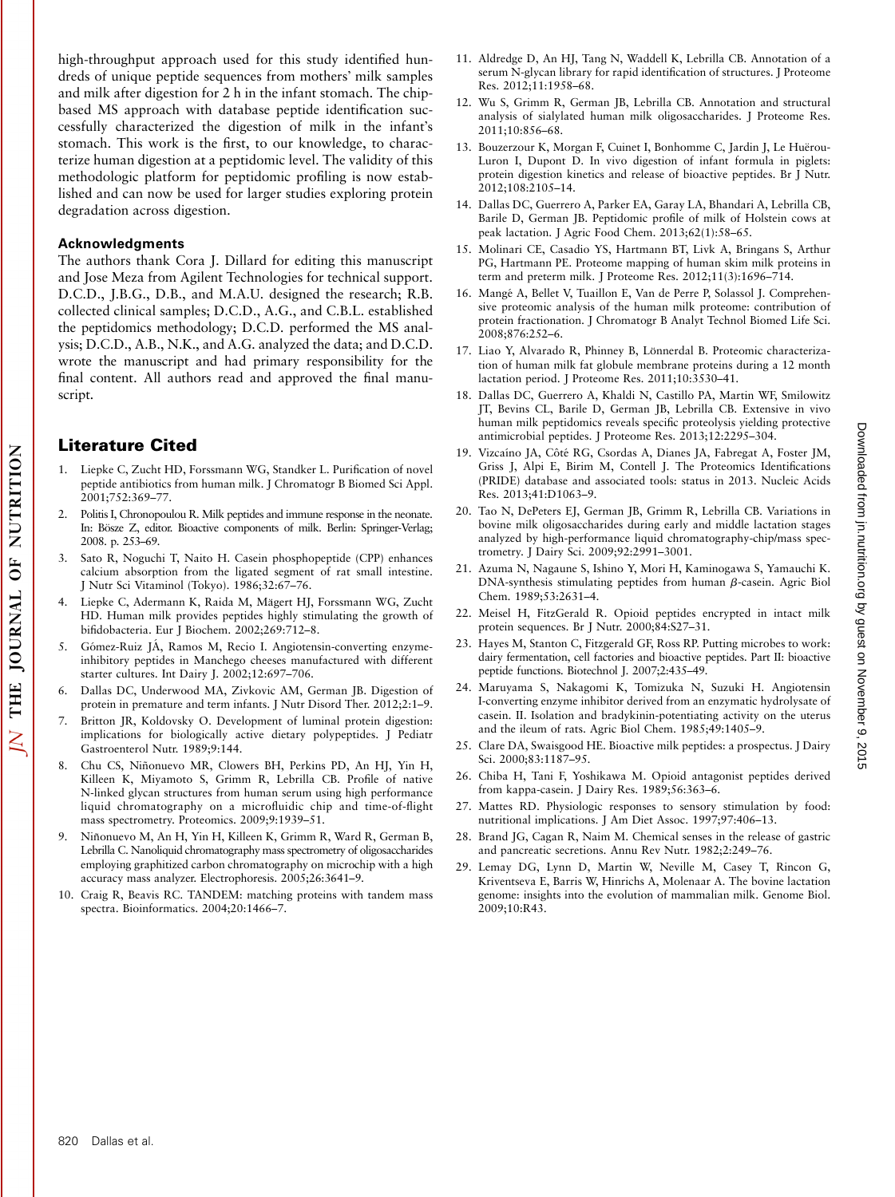high-throughput approach used for this study identified hundreds of unique peptide sequences from mothers' milk samples and milk after digestion for 2 h in the infant stomach. The chip-based MS approach with database peptide identification successfully characterized the digestion of milk in the infant's stomach. This work is the first, to our knowledge, to characterize human digestion at a peptidomic level. The validity of this methodologic platform for peptidomic profiling is now established and can now be used for larger studies exploring protein degradation across digestion.

### Acknowledgments

The authors thank Cora J. Dillard for editing this manuscript and Jose Meza from Agilent Technologies for technical support. D.C.D., J.B.G., D.B., and M.A.U. designed the research; R.B. collected clinical samples; D.C.D., A.G., and C.B.L. established the peptidomics methodology; D.C.D. performed the MS analysis; D.C.D., A.B., N.K., and A.G. analyzed the data; and D.C.D. wrote the manuscript and had primary responsibility for the final content. All authors read and approved the final manuscript.

## Literature Cited

1. Liepke C, Zucht HD, Forssmann WG, Standker L. Purification of novel peptide antibiotics from human milk. J Chromatogr B Biomed Sci Appl. 2001;752:369–77.
2. Politis I, Chronopoulou R. Milk peptides and immune response in the neonate. In: Bösze Z, editor. Bioactive components of milk. Berlin: Springer-Verlag; 2008. p. 253–69.
3. Sato R, Noguchi T, Naito H. Casein phosphopeptide (CPP) enhances calcium absorption from the ligated segment of rat small intestine. J Nutr Sci Vitaminol (Tokyo). 1986;32:67–76.
4. Liepke C, Adermann K, Raida M, Mägert HJ, Forssmann WG, Zucht HD. Human milk provides peptides highly stimulating the growth of bifidobacteria. Eur J Biochem. 2002;269:712–8.
5. Gómez-Ruiz JÁ, Ramos M, Recio I. Angiotensin-converting enzyme-inhibitory peptides in Manchego cheeses manufactured with different starter cultures. Int Dairy J. 2002;12:697–706.
6. Dallas DC, Underwood MA, Zivkovic AM, German JB. Digestion of protein in premature and term infants. J Nutr Disord Ther. 2012;2:1–9.
7. Britton JR, Koldovsky O. Development of luminal protein digestion: implications for biologically active dietary polypeptides. J Pediatr Gastroenterol Nutr. 1989;9:144.
8. Chu CS, Niñonuevo MR, Clowers BH, Perkins PD, An HJ, Yin H, Killeen K, Miyamoto S, Grimm R, Lebrilla CB. Profile of native N-linked glycan structures from human serum using high performance liquid chromatography on a microfluidic chip and time-of-flight mass spectrometry. Proteomics. 2009;9:1939–51.
9. Niñonuevo M, An H, Yin H, Killeen K, Grimm R, Ward R, German B, Lebrilla C. Nanoliquid chromatography mass spectrometry of oligosaccharides employing graphitized carbon chromatography on microchip with a high accuracy mass analyzer. Electrophoresis. 2005;26:3641–9.
10. Craig R, Beavis RC. TANDEM: matching proteins with tandem mass spectra. Bioinformatics. 2004;20:1466–7.
11. Aldredge D, An HJ, Tang N, Waddell K, Lebrilla CB. Annotation of a serum N-glycan library for rapid identification of structures. J Proteome Res. 2012;11:1958–68.
12. Wu S, Grimm R, German JB, Lebrilla CB. Annotation and structural analysis of sialylated human milk oligosaccharides. J Proteome Res. 2011;10:856–68.
13. Bouzerzour K, Morgan F, Cuinet I, Bonhomme C, Jardin J, Le Huërou-Luron I, Dupont D. In vivo digestion of infant formula in piglets: protein digestion kinetics and release of bioactive peptides. Br J Nutr. 2012;108:2105–14.
14. Dallas DC, Guerrero A, Parker EA, Garay LA, Bhandari A, Lebrilla CB, Barile D, German JB. Peptidomic profile of milk of Holstein cows at peak lactation. J Agric Food Chem. 2013;62(1):58–65.
15. Molinari CE, Casadio YS, Hartmann BT, Livk A, Bringans S, Arthur PG, Hartmann PE. Proteome mapping of human skim milk proteins in term and preterm milk. J Proteome Res. 2012;11(3):1696–714.
16. Mangé A, Bellet V, Tuaillon E, Van de Perre P, Solassol J. Comprehensive proteomic analysis of the human milk proteome: contribution of protein fractionation. J Chromatogr B Analyt Technol Biomed Life Sci. 2008;876:252–6.
17. Liao Y, Alvarado R, Phinney B, Lönnerdal B. Proteomic characterization of human milk fat globule membrane proteins during a 12 month lactation period. J Proteome Res. 2011;10:3530–41.
18. Dallas DC, Guerrero A, Khaldi N, Castillo PA, Martin WF, Smilowitz JT, Bevins CL, Barile D, German JB, Lebrilla CB. Extensive in vivo human milk peptidomics reveals specific proteolysis yielding protective antimicrobial peptides. J Proteome Res. 2013;12:2295–304.
19. Vizcaíno JA, Côté RG, Csordas A, Dianes JA, Fabregat A, Foster JM, Griss J, Alpi E, Birim M, Contell J. The Proteomics Identifications (PRIDE) database and associated tools: status in 2013. Nucleic Acids Res. 2013;41:D1063–9.
20. Tao N, DePeters EJ, German JB, Grimm R, Lebrilla CB. Variations in bovine milk oligosaccharides during early and middle lactation stages analyzed by high-performance liquid chromatography-chip/mass spectrometry. J Dairy Sci. 2009;92:2991–3001.
21. Azuma N, Nagaune S, Ishino Y, Mori H, Kaminogawa S, Yamauchi K. DNA-synthesis stimulating peptides from human $\beta$-casein. Agric Biol Chem. 1989;53:2631–4.
22. Meisel H, FitzGerald R. Opioid peptides encrypted in intact milk protein sequences. Br J Nutr. 2000;84:S27–31.
23. Hayes M, Stanton C, Fitzgerald GF, Ross RP. Putting microbes to work: dairy fermentation, cell factories and bioactive peptides. Part II: bioactive peptide functions. Biotechnol J. 2007;2:435–49.
24. Maruyama S, Nakagomi K, Tomizuka N, Suzuki H. Angiotensin I-converting enzyme inhibitor derived from an enzymatic hydrolysate of casein. II. Isolation and bradykinin-potentiating activity on the uterus and the ileum of rats. Agric Biol Chem. 1985;49:1405–9.
25. Clare DA, Swaisgood HE. Bioactive milk peptides: a prospectus. J Dairy Sci. 2000;83:1187–95.
26. Chiba H, Tani F, Yoshikawa M. Opioid antagonist peptides derived from kappa-casein. J Dairy Res. 1989;56:363–6.
27. Mattes RD. Physiologic responses to sensory stimulation by food: nutritional implications. J Am Diet Assoc. 1997;97:406–13.
28. Brand JG, Cagan R, Naim M. Chemical senses in the release of gastric and pancreatic secretions. Annu Rev Nutr. 1982;2:249–76.
29. Lemay DG, Lynn D, Martin W, Neville M, Casey T, Rincon G, Kriventseva E, Barris W, Hinrichs A, Molenaar A. The bovine lactation genome: insights into the evolution of mammalian milk. Genome Biol. 2009;10:R43.